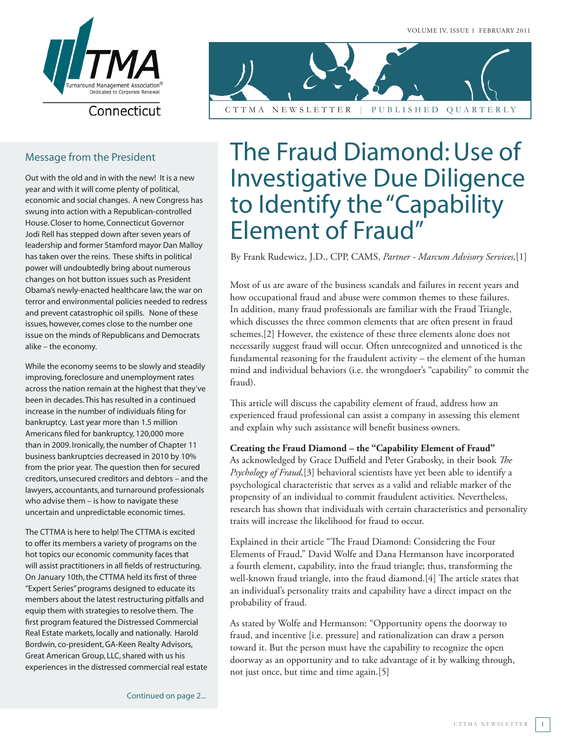Volume IV, Issue 1 February 2011

Turnaround Management Association® Dedicated to Corporate Renewal — Connecticut

CTTMA Newsletter | Published Quarterly

## Message from the President

Out with the old and in with the new! It is a new year and with it will come plenty of political, economic and social changes. A new Congress has swung into action with a Republican-controlled House. Closer to home, Connecticut Governor Jodi Rell has stepped down after seven years of leadership and former Stamford mayor Dan Malloy has taken over the reins. These shifts in political power will undoubtedly bring about numerous changes on hot button issues such as President Obama's newly-enacted healthcare law, the war on terror and environmental policies needed to redress and prevent catastrophic oil spills. None of these issues, however, comes close to the number one issue on the minds of Republicans and Democrats alike – the economy.

While the economy seems to be slowly and steadily improving, foreclosure and unemployment rates across the nation remain at the highest that they've been in decades. This has resulted in a continued increase in the number of individuals filing for bankruptcy. Last year more than 1.5 million Americans filed for bankruptcy, 120,000 more than in 2009. Ironically, the number of Chapter 11 business bankruptcies decreased in 2010 by 10% from the prior year. The question then for secured creditors, unsecured creditors and debtors – and the lawyers, accountants, and turnaround professionals who advise them – is how to navigate these uncertain and unpredictable economic times.

The CTTMA is here to help! The CTTMA is excited to offer its members a variety of programs on the hot topics our economic community faces that will assist practitioners in all fields of restructuring. On January 10th, the CTTMA held its first of three "Expert Series" programs designed to educate its members about the latest restructuring pitfalls and equip them with strategies to resolve them. The first program featured the Distressed Commercial Real Estate markets, locally and nationally. Harold Bordwin, co-president, GA-Keen Realty Advisors, Great American Group, LLC, shared with us his experiences in the distressed commercial real estate

Continued on page 2...

# The Fraud Diamond: Use of Investigative Due Diligence to Identify the "Capability Element of Fraud"

By Frank Rudewicz, J.D., CPP, CAMS, *Partner - Marcum Advisory Services,*[1]

Most of us are aware of the business scandals and failures in recent years and how occupational fraud and abuse were common themes to these failures. In addition, many fraud professionals are familiar with the Fraud Triangle, which discusses the three common elements that are often present in fraud schemes.[2] However, the existence of these three elements alone does not necessarily suggest fraud will occur. Often unrecognized and unnoticed is the fundamental reasoning for the fraudulent activity – the element of the human mind and individual behaviors (i.e. the wrongdoer's "capability" to commit the fraud).

This article will discuss the capability element of fraud, address how an experienced fraud professional can assist a company in assessing this element and explain why such assistance will benefit business owners.

**Creating the Fraud Diamond – the "Capability Element of Fraud"**

As acknowledged by Grace Duffield and Peter Grabosky, in their book *The Psychology of Fraud,*[3] behavioral scientists have yet been able to identify a psychological characteristic that serves as a valid and reliable marker of the propensity of an individual to commit fraudulent activities. Nevertheless, research has shown that individuals with certain characteristics and personality traits will increase the likelihood for fraud to occur.

Explained in their article "The Fraud Diamond: Considering the Four Elements of Fraud," David Wolfe and Dana Hermanson have incorporated a fourth element, capability, into the fraud triangle; thus, transforming the well-known fraud triangle, into the fraud diamond.[4] The article states that an individual's personality traits and capability have a direct impact on the probability of fraud.

As stated by Wolfe and Hermanson: "Opportunity opens the doorway to fraud, and incentive [i.e. pressure] and rationalization can draw a person toward it. But the person must have the capability to recognize the open doorway as an opportunity and to take advantage of it by walking through, not just once, but time and time again.[5]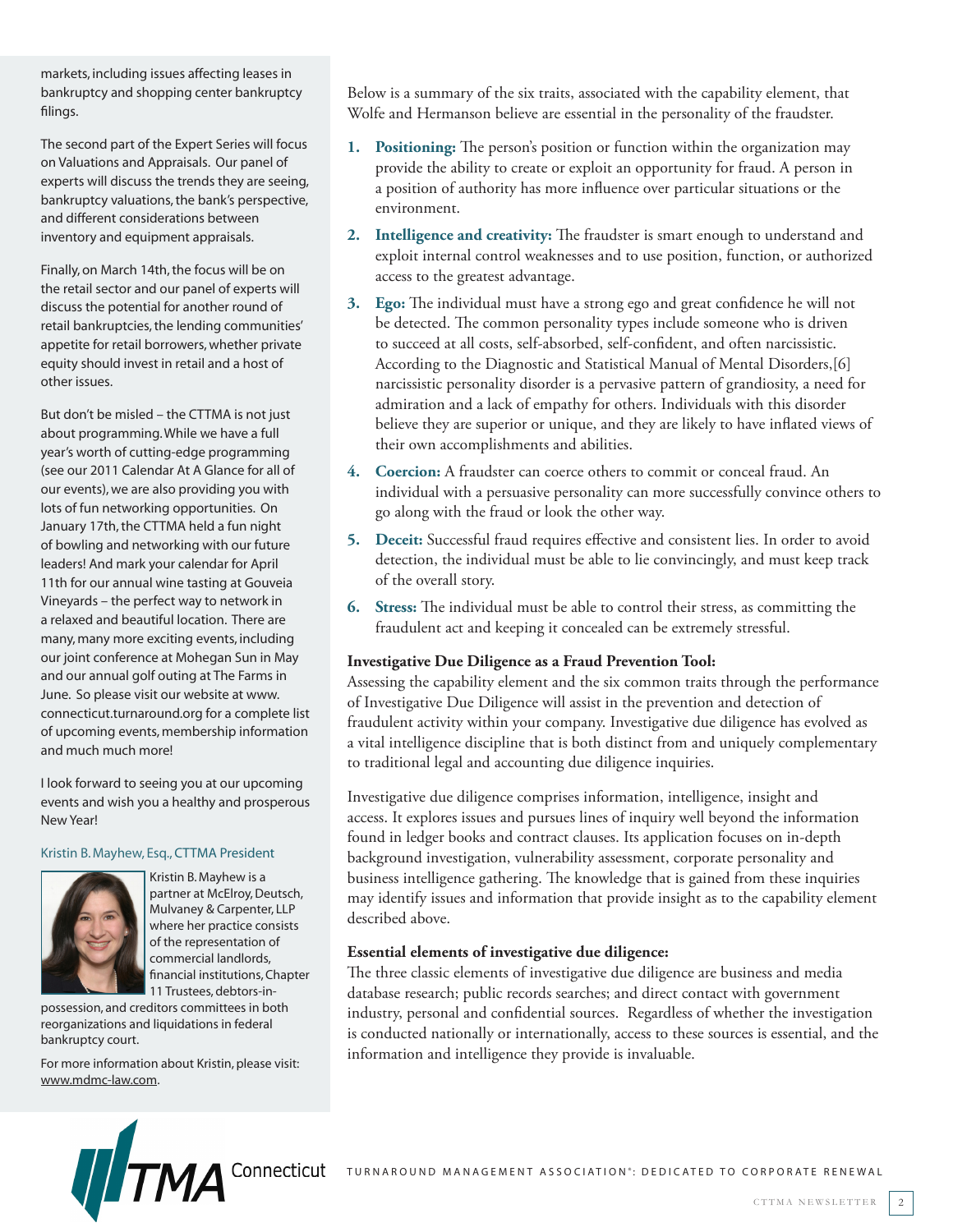markets, including issues affecting leases in bankruptcy and shopping center bankruptcy filings.

The second part of the Expert Series will focus on Valuations and Appraisals. Our panel of experts will discuss the trends they are seeing, bankruptcy valuations, the bank's perspective, and different considerations between inventory and equipment appraisals.

Finally, on March 14th, the focus will be on the retail sector and our panel of experts will discuss the potential for another round of retail bankruptcies, the lending communities' appetite for retail borrowers, whether private equity should invest in retail and a host of other issues.

But don't be misled – the CTTMA is not just about programming. While we have a full year's worth of cutting-edge programming (see our 2011 Calendar At A Glance for all of our events), we are also providing you with lots of fun networking opportunities. On January 17th, the CTTMA held a fun night of bowling and networking with our future leaders! And mark your calendar for April 11th for our annual wine tasting at Gouveia Vineyards – the perfect way to network in a relaxed and beautiful location. There are many, many more exciting events, including our joint conference at Mohegan Sun in May and our annual golf outing at The Farms in June. So please visit our website at www.connecticut.turnaround.org for a complete list of upcoming events, membership information and much much more!

I look forward to seeing you at our upcoming events and wish you a healthy and prosperous New Year!

Kristin B. Mayhew, Esq., CTTMA President

Kristin B. Mayhew is a partner at McElroy, Deutsch, Mulvaney & Carpenter, LLP where her practice consists of the representation of commercial landlords, financial institutions, Chapter 11 Trustees, debtors-in-possession, and creditors committees in both reorganizations and liquidations in federal bankruptcy court.

For more information about Kristin, please visit: www.mdmc-law.com.

Below is a summary of the six traits, associated with the capability element, that Wolfe and Hermanson believe are essential in the personality of the fraudster.

1. **Positioning:** The person's position or function within the organization may provide the ability to create or exploit an opportunity for fraud. A person in a position of authority has more influence over particular situations or the environment.
2. **Intelligence and creativity:** The fraudster is smart enough to understand and exploit internal control weaknesses and to use position, function, or authorized access to the greatest advantage.
3. **Ego:** The individual must have a strong ego and great confidence he will not be detected. The common personality types include someone who is driven to succeed at all costs, self-absorbed, self-confident, and often narcissistic. According to the Diagnostic and Statistical Manual of Mental Disorders,[6] narcissistic personality disorder is a pervasive pattern of grandiosity, a need for admiration and a lack of empathy for others. Individuals with this disorder believe they are superior or unique, and they are likely to have inflated views of their own accomplishments and abilities.
4. **Coercion:** A fraudster can coerce others to commit or conceal fraud. An individual with a persuasive personality can more successfully convince others to go along with the fraud or look the other way.
5. **Deceit:** Successful fraud requires effective and consistent lies. In order to avoid detection, the individual must be able to lie convincingly, and must keep track of the overall story.
6. **Stress:** The individual must be able to control their stress, as committing the fraudulent act and keeping it concealed can be extremely stressful.

**Investigative Due Diligence as a Fraud Prevention Tool:**
Assessing the capability element and the six common traits through the performance of Investigative Due Diligence will assist in the prevention and detection of fraudulent activity within your company. Investigative due diligence has evolved as a vital intelligence discipline that is both distinct from and uniquely complementary to traditional legal and accounting due diligence inquiries.

Investigative due diligence comprises information, intelligence, insight and access. It explores issues and pursues lines of inquiry well beyond the information found in ledger books and contract clauses. Its application focuses on in-depth background investigation, vulnerability assessment, corporate personality and business intelligence gathering. The knowledge that is gained from these inquiries may identify issues and information that provide insight as to the capability element described above.

**Essential elements of investigative due diligence:**
The three classic elements of investigative due diligence are business and media database research; public records searches; and direct contact with government industry, personal and confidential sources. Regardless of whether the investigation is conducted nationally or internationally, access to these sources is essential, and the information and intelligence they provide is invaluable.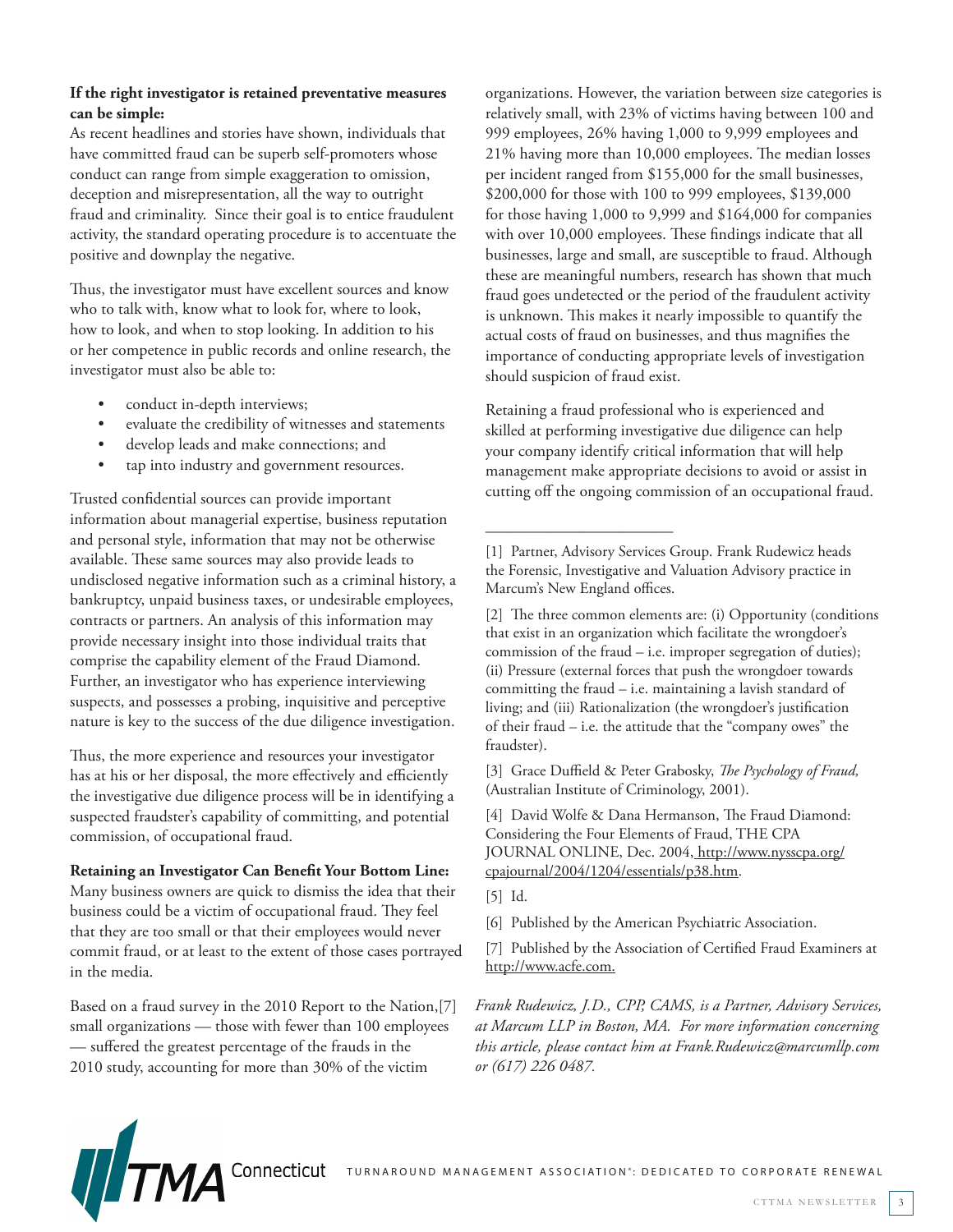**If the right investigator is retained preventative measures can be simple:**
As recent headlines and stories have shown, individuals that have committed fraud can be superb self-promoters whose conduct can range from simple exaggeration to omission, deception and misrepresentation, all the way to outright fraud and criminality. Since their goal is to entice fraudulent activity, the standard operating procedure is to accentuate the positive and downplay the negative.

Thus, the investigator must have excellent sources and know who to talk with, know what to look for, where to look, how to look, and when to stop looking. In addition to his or her competence in public records and online research, the investigator must also be able to:

- conduct in-depth interviews;
- evaluate the credibility of witnesses and statements
- develop leads and make connections; and
- tap into industry and government resources.

Trusted confidential sources can provide important information about managerial expertise, business reputation and personal style, information that may not be otherwise available. These same sources may also provide leads to undisclosed negative information such as a criminal history, a bankruptcy, unpaid business taxes, or undesirable employees, contracts or partners. An analysis of this information may provide necessary insight into those individual traits that comprise the capability element of the Fraud Diamond. Further, an investigator who has experience interviewing suspects, and possesses a probing, inquisitive and perceptive nature is key to the success of the due diligence investigation.

Thus, the more experience and resources your investigator has at his or her disposal, the more effectively and efficiently the investigative due diligence process will be in identifying a suspected fraudster's capability of committing, and potential commission, of occupational fraud.

**Retaining an Investigator Can Benefit Your Bottom Line:**
Many business owners are quick to dismiss the idea that their business could be a victim of occupational fraud. They feel that they are too small or that their employees would never commit fraud, or at least to the extent of those cases portrayed in the media.

Based on a fraud survey in the 2010 Report to the Nation,[7] small organizations — those with fewer than 100 employees — suffered the greatest percentage of the frauds in the 2010 study, accounting for more than 30% of the victim organizations. However, the variation between size categories is relatively small, with 23% of victims having between 100 and 999 employees, 26% having 1,000 to 9,999 employees and 21% having more than 10,000 employees. The median losses per incident ranged from $155,000 for the small businesses, $200,000 for those with 100 to 999 employees, $139,000 for those having 1,000 to 9,999 and $164,000 for companies with over 10,000 employees. These findings indicate that all businesses, large and small, are susceptible to fraud. Although these are meaningful numbers, research has shown that much fraud goes undetected or the period of the fraudulent activity is unknown. This makes it nearly impossible to quantify the actual costs of fraud on businesses, and thus magnifies the importance of conducting appropriate levels of investigation should suspicion of fraud exist.

Retaining a fraud professional who is experienced and skilled at performing investigative due diligence can help your company identify critical information that will help management make appropriate decisions to avoid or assist in cutting off the ongoing commission of an occupational fraud.

---

[1] Partner, Advisory Services Group. Frank Rudewicz heads the Forensic, Investigative and Valuation Advisory practice in Marcum's New England offices.

[2] The three common elements are: (i) Opportunity (conditions that exist in an organization which facilitate the wrongdoer's commission of the fraud – i.e. improper segregation of duties); (ii) Pressure (external forces that push the wrongdoer towards committing the fraud – i.e. maintaining a lavish standard of living; and (iii) Rationalization (the wrongdoer's justification of their fraud – i.e. the attitude that the "company owes" the fraudster).

[3] Grace Duffield & Peter Grabosky, *The Psychology of Fraud,* (Australian Institute of Criminology, 2001).

[4] David Wolfe & Dana Hermanson, The Fraud Diamond: Considering the Four Elements of Fraud, THE CPA JOURNAL ONLINE, Dec. 2004, http://www.nysscpa.org/cpajournal/2004/1204/essentials/p38.htm.

[5] Id.

[6] Published by the American Psychiatric Association.

[7] Published by the Association of Certified Fraud Examiners at http://www.acfe.com.

*Frank Rudewicz, J.D., CPP, CAMS, is a Partner, Advisory Services, at Marcum LLP in Boston, MA. For more information concerning this article, please contact him at Frank.Rudewicz@marcumllp.com or (617) 226 0487.*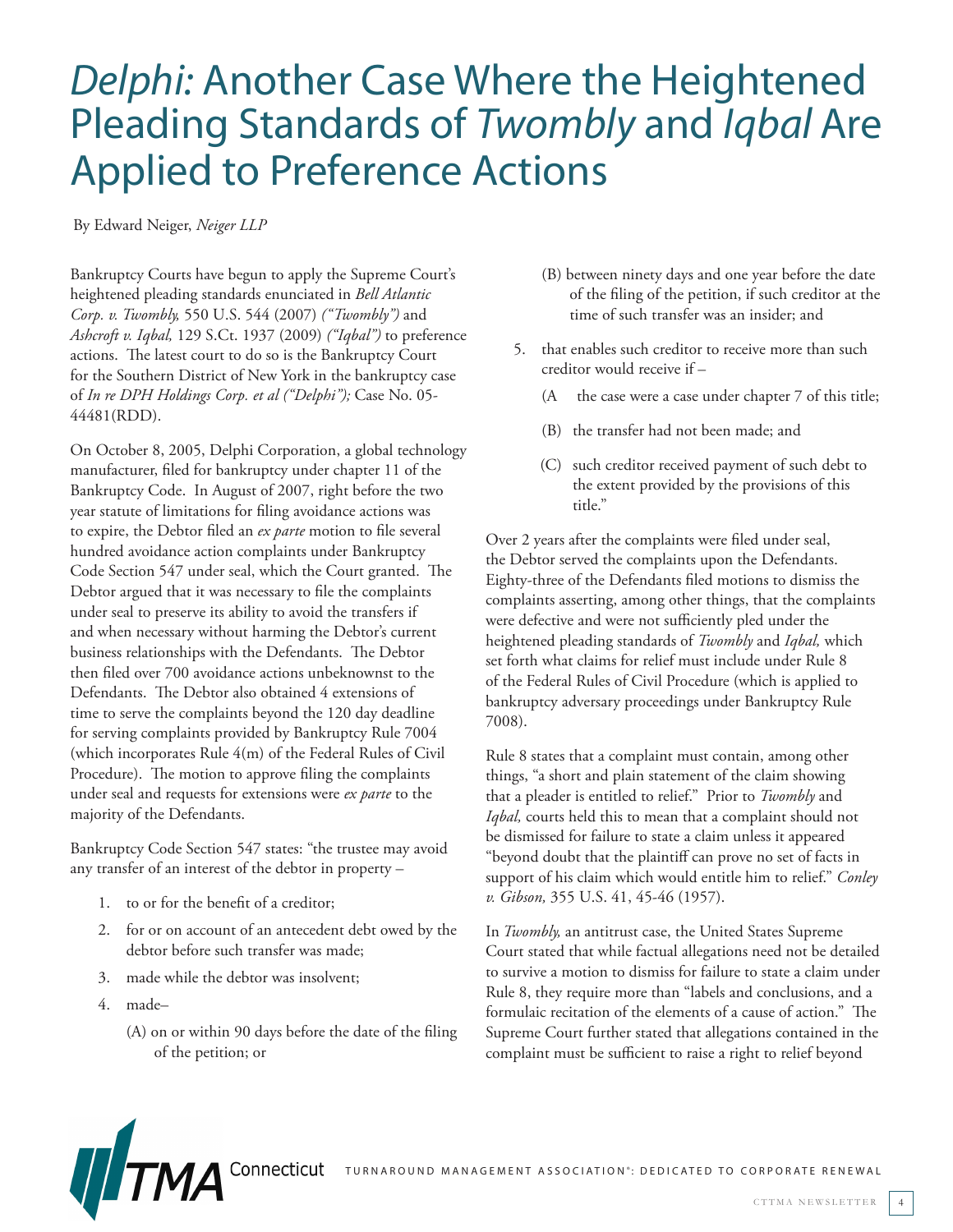# *Delphi:* Another Case Where the Heightened Pleading Standards of *Twombly* and *Iqbal* Are Applied to Preference Actions

By Edward Neiger, *Neiger LLP*

Bankruptcy Courts have begun to apply the Supreme Court's heightened pleading standards enunciated in *Bell Atlantic Corp. v. Twombly,* 550 U.S. 544 (2007) *("Twombly")* and *Ashcroft v. Iqbal,* 129 S.Ct. 1937 (2009) *("Iqbal")* to preference actions. The latest court to do so is the Bankruptcy Court for the Southern District of New York in the bankruptcy case of *In re DPH Holdings Corp. et al ("Delphi");* Case No. 05-44481(RDD).

On October 8, 2005, Delphi Corporation, a global technology manufacturer, filed for bankruptcy under chapter 11 of the Bankruptcy Code. In August of 2007, right before the two year statute of limitations for filing avoidance actions was to expire, the Debtor filed an *ex parte* motion to file several hundred avoidance action complaints under Bankruptcy Code Section 547 under seal, which the Court granted. The Debtor argued that it was necessary to file the complaints under seal to preserve its ability to avoid the transfers if and when necessary without harming the Debtor's current business relationships with the Defendants. The Debtor then filed over 700 avoidance actions unbeknownst to the Defendants. The Debtor also obtained 4 extensions of time to serve the complaints beyond the 120 day deadline for serving complaints provided by Bankruptcy Rule 7004 (which incorporates Rule 4(m) of the Federal Rules of Civil Procedure). The motion to approve filing the complaints under seal and requests for extensions were *ex parte* to the majority of the Defendants.

Bankruptcy Code Section 547 states: "the trustee may avoid any transfer of an interest of the debtor in property –

1. to or for the benefit of a creditor;
2. for or on account of an antecedent debt owed by the debtor before such transfer was made;
3. made while the debtor was insolvent;
4. made–
   (A) on or within 90 days before the date of the filing of the petition; or
   (B) between ninety days and one year before the date of the filing of the petition, if such creditor at the time of such transfer was an insider; and
5. that enables such creditor to receive more than such creditor would receive if –
   (A the case were a case under chapter 7 of this title;
   (B) the transfer had not been made; and
   (C) such creditor received payment of such debt to the extent provided by the provisions of this title."

Over 2 years after the complaints were filed under seal, the Debtor served the complaints upon the Defendants. Eighty-three of the Defendants filed motions to dismiss the complaints asserting, among other things, that the complaints were defective and were not sufficiently pled under the heightened pleading standards of *Twombly* and *Iqbal,* which set forth what claims for relief must include under Rule 8 of the Federal Rules of Civil Procedure (which is applied to bankruptcy adversary proceedings under Bankruptcy Rule 7008).

Rule 8 states that a complaint must contain, among other things, "a short and plain statement of the claim showing that a pleader is entitled to relief." Prior to *Twombly* and *Iqbal,* courts held this to mean that a complaint should not be dismissed for failure to state a claim unless it appeared "beyond doubt that the plaintiff can prove no set of facts in support of his claim which would entitle him to relief." *Conley v. Gibson,* 355 U.S. 41, 45-46 (1957).

In *Twombly,* an antitrust case, the United States Supreme Court stated that while factual allegations need not be detailed to survive a motion to dismiss for failure to state a claim under Rule 8, they require more than "labels and conclusions, and a formulaic recitation of the elements of a cause of action." The Supreme Court further stated that allegations contained in the complaint must be sufficient to raise a right to relief beyond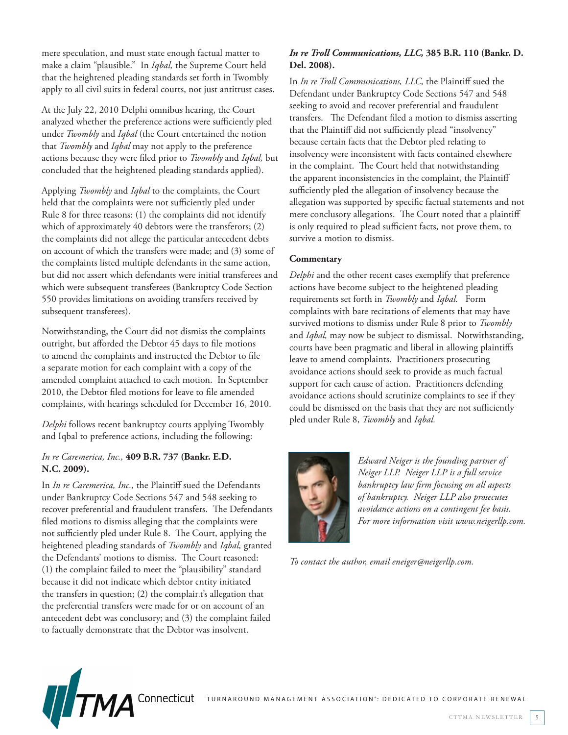mere speculation, and must state enough factual matter to make a claim "plausible." In *Iqbal,* the Supreme Court held that the heightened pleading standards set forth in Twombly apply to all civil suits in federal courts, not just antitrust cases.

At the July 22, 2010 Delphi omnibus hearing, the Court analyzed whether the preference actions were sufficiently pled under *Twombly* and *Iqbal* (the Court entertained the notion that *Twombly* and *Iqbal* may not apply to the preference actions because they were filed prior to *Twombly* and *Iqbal,* but concluded that the heightened pleading standards applied).

Applying *Twombly* and *Iqbal* to the complaints, the Court held that the complaints were not sufficiently pled under Rule 8 for three reasons: (1) the complaints did not identify which of approximately 40 debtors were the transferors; (2) the complaints did not allege the particular antecedent debts on account of which the transfers were made; and (3) some of the complaints listed multiple defendants in the same action, but did not assert which defendants were initial transferees and which were subsequent transferees (Bankruptcy Code Section 550 provides limitations on avoiding transfers received by subsequent transferees).

Notwithstanding, the Court did not dismiss the complaints outright, but afforded the Debtor 45 days to file motions to amend the complaints and instructed the Debtor to file a separate motion for each complaint with a copy of the amended complaint attached to each motion. In September 2010, the Debtor filed motions for leave to file amended complaints, with hearings scheduled for December 16, 2010.

*Delphi* follows recent bankruptcy courts applying Twombly and Iqbal to preference actions, including the following:

### *In re Caremerica, Inc.,* 409 B.R. 737 (Bankr. E.D. N.C. 2009).

In *In re Caremerica, Inc.,* the Plaintiff sued the Defendants under Bankruptcy Code Sections 547 and 548 seeking to recover preferential and fraudulent transfers. The Defendants filed motions to dismiss alleging that the complaints were not sufficiently pled under Rule 8. The Court, applying the heightened pleading standards of *Twombly* and *Iqbal,* granted the Defendants' motions to dismiss. The Court reasoned: (1) the complaint failed to meet the "plausibility" standard because it did not indicate which debtor entity initiated the transfers in question; (2) the complaint's allegation that the preferential transfers were made for or on account of an antecedent debt was conclusory; and (3) the complaint failed to factually demonstrate that the Debtor was insolvent.

### *In re Troll Communications, LLC,* 385 B.R. 110 (Bankr. D. Del. 2008).

In *In re Troll Communications, LLC,* the Plaintiff sued the Defendant under Bankruptcy Code Sections 547 and 548 seeking to avoid and recover preferential and fraudulent transfers. The Defendant filed a motion to dismiss asserting that the Plaintiff did not sufficiently plead "insolvency" because certain facts that the Debtor pled relating to insolvency were inconsistent with facts contained elsewhere in the complaint. The Court held that notwithstanding the apparent inconsistencies in the complaint, the Plaintiff sufficiently pled the allegation of insolvency because the allegation was supported by specific factual statements and not mere conclusory allegations. The Court noted that a plaintiff is only required to plead sufficient facts, not prove them, to survive a motion to dismiss.

### Commentary

*Delphi* and the other recent cases exemplify that preference actions have become subject to the heightened pleading requirements set forth in *Twombly* and *Iqbal.* Form complaints with bare recitations of elements that may have survived motions to dismiss under Rule 8 prior to *Twombly* and *Iqbal,* may now be subject to dismissal. Notwithstanding, courts have been pragmatic and liberal in allowing plaintiffs leave to amend complaints. Practitioners prosecuting avoidance actions should seek to provide as much factual support for each cause of action. Practitioners defending avoidance actions should scrutinize complaints to see if they could be dismissed on the basis that they are not sufficiently pled under Rule 8, *Twombly* and *Iqbal.*

*Edward Neiger is the founding partner of Neiger LLP. Neiger LLP is a full service bankruptcy law firm focusing on all aspects of bankruptcy. Neiger LLP also prosecutes avoidance actions on a contingent fee basis. For more information visit www.neigerllp.com.*

*To contact the author, email eneiger@neigerllp.com.*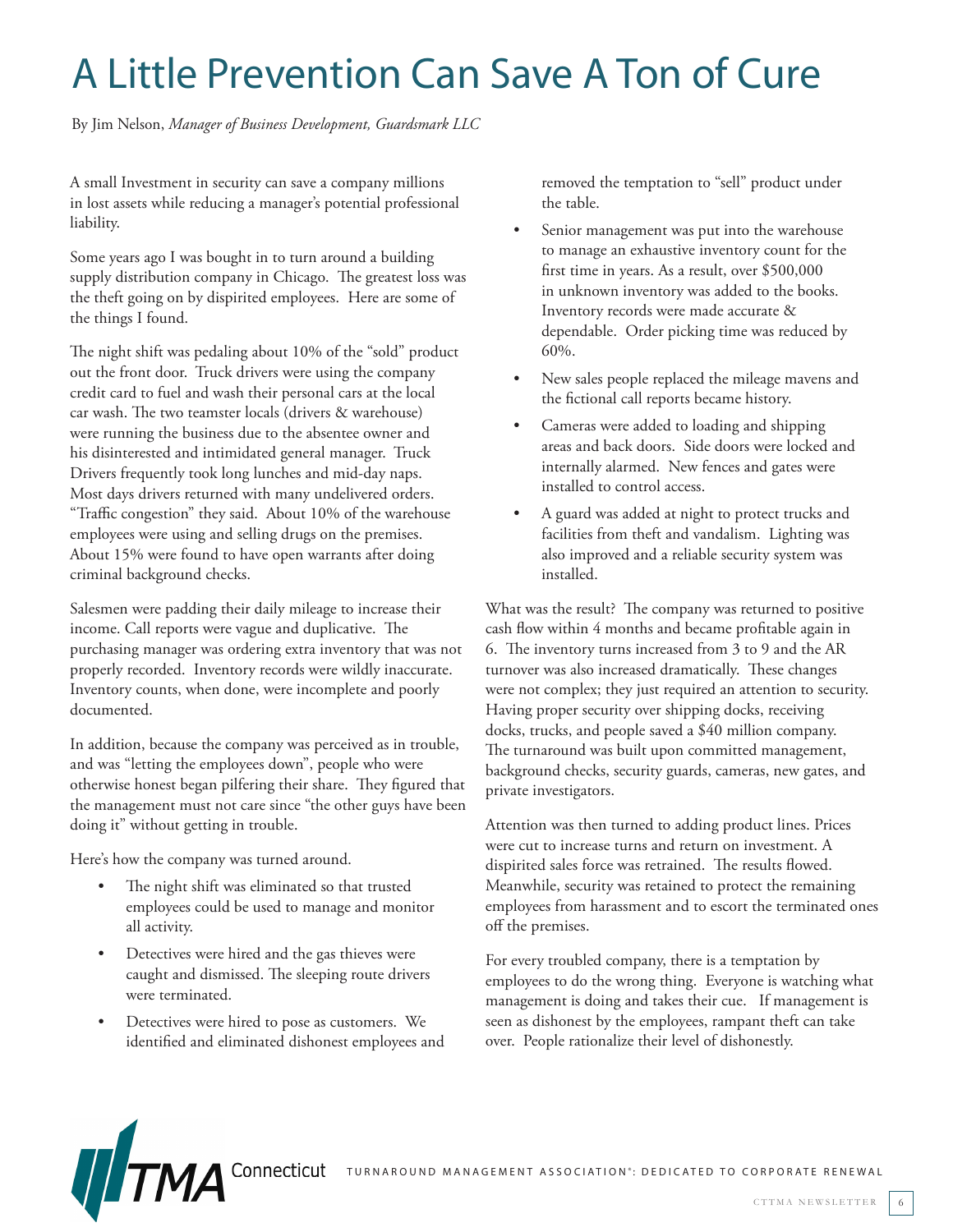# A Little Prevention Can Save A Ton of Cure

By Jim Nelson, *Manager of Business Development, Guardsmark LLC*

A small Investment in security can save a company millions in lost assets while reducing a manager's potential professional liability.

Some years ago I was bought in to turn around a building supply distribution company in Chicago. The greatest loss was the theft going on by dispirited employees. Here are some of the things I found.

The night shift was pedaling about 10% of the "sold" product out the front door. Truck drivers were using the company credit card to fuel and wash their personal cars at the local car wash. The two teamster locals (drivers & warehouse) were running the business due to the absentee owner and his disinterested and intimidated general manager. Truck Drivers frequently took long lunches and mid-day naps. Most days drivers returned with many undelivered orders. "Traffic congestion" they said. About 10% of the warehouse employees were using and selling drugs on the premises. About 15% were found to have open warrants after doing criminal background checks.

Salesmen were padding their daily mileage to increase their income. Call reports were vague and duplicative. The purchasing manager was ordering extra inventory that was not properly recorded. Inventory records were wildly inaccurate. Inventory counts, when done, were incomplete and poorly documented.

In addition, because the company was perceived as in trouble, and was "letting the employees down", people who were otherwise honest began pilfering their share. They figured that the management must not care since "the other guys have been doing it" without getting in trouble.

Here's how the company was turned around.

- The night shift was eliminated so that trusted employees could be used to manage and monitor all activity.
- Detectives were hired and the gas thieves were caught and dismissed. The sleeping route drivers were terminated.
- Detectives were hired to pose as customers. We identified and eliminated dishonest employees and removed the temptation to "sell" product under the table.
- Senior management was put into the warehouse to manage an exhaustive inventory count for the first time in years. As a result, over $500,000 in unknown inventory was added to the books. Inventory records were made accurate & dependable. Order picking time was reduced by 60%.
- New sales people replaced the mileage mavens and the fictional call reports became history.
- Cameras were added to loading and shipping areas and back doors. Side doors were locked and internally alarmed. New fences and gates were installed to control access.
- A guard was added at night to protect trucks and facilities from theft and vandalism. Lighting was also improved and a reliable security system was installed.

What was the result? The company was returned to positive cash flow within 4 months and became profitable again in 6. The inventory turns increased from 3 to 9 and the AR turnover was also increased dramatically. These changes were not complex; they just required an attention to security. Having proper security over shipping docks, receiving docks, trucks, and people saved a $40 million company. The turnaround was built upon committed management, background checks, security guards, cameras, new gates, and private investigators.

Attention was then turned to adding product lines. Prices were cut to increase turns and return on investment. A dispirited sales force was retrained. The results flowed. Meanwhile, security was retained to protect the remaining employees from harassment and to escort the terminated ones off the premises.

For every troubled company, there is a temptation by employees to do the wrong thing. Everyone is watching what management is doing and takes their cue. If management is seen as dishonest by the employees, rampant theft can take over. People rationalize their level of dishonestly.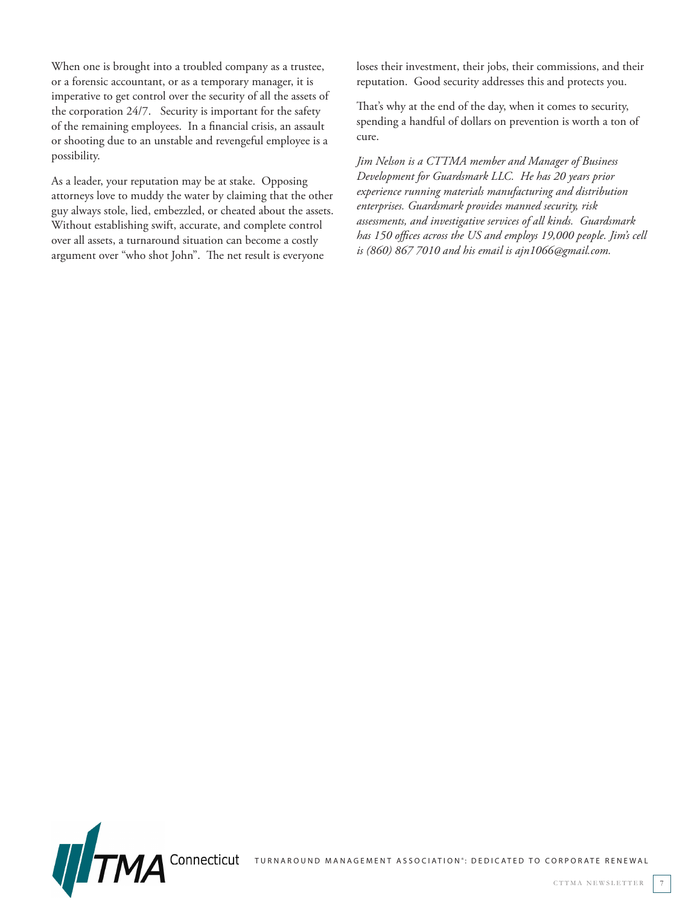When one is brought into a troubled company as a trustee, or a forensic accountant, or as a temporary manager, it is imperative to get control over the security of all the assets of the corporation 24/7. Security is important for the safety of the remaining employees. In a financial crisis, an assault or shooting due to an unstable and revengeful employee is a possibility.

As a leader, your reputation may be at stake. Opposing attorneys love to muddy the water by claiming that the other guy always stole, lied, embezzled, or cheated about the assets. Without establishing swift, accurate, and complete control over all assets, a turnaround situation can become a costly argument over "who shot John". The net result is everyone loses their investment, their jobs, their commissions, and their reputation. Good security addresses this and protects you.

That's why at the end of the day, when it comes to security, spending a handful of dollars on prevention is worth a ton of cure.

*Jim Nelson is a CTTMA member and Manager of Business Development for Guardsmark LLC. He has 20 years prior experience running materials manufacturing and distribution enterprises. Guardsmark provides manned security, risk assessments, and investigative services of all kinds. Guardsmark has 150 offices across the US and employs 19,000 people. Jim's cell is (860) 867 7010 and his email is ajn1066@gmail.com.*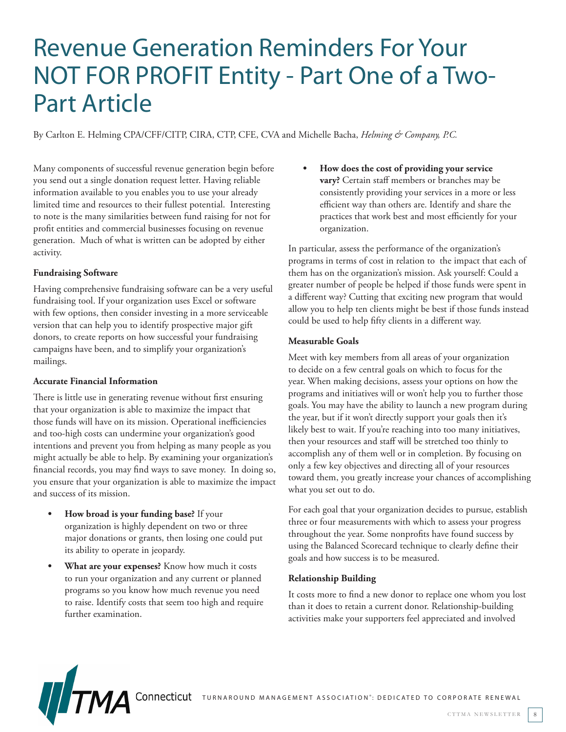# Revenue Generation Reminders For Your NOT FOR PROFIT Entity - Part One of a Two-Part Article

By Carlton E. Helming CPA/CFF/CITP, CIRA, CTP, CFE, CVA and Michelle Bacha, *Helming & Company, P.C.*

Many components of successful revenue generation begin before you send out a single donation request letter. Having reliable information available to you enables you to use your already limited time and resources to their fullest potential. Interesting to note is the many similarities between fund raising for not for profit entities and commercial businesses focusing on revenue generation. Much of what is written can be adopted by either activity.

**Fundraising Software**

Having comprehensive fundraising software can be a very useful fundraising tool. If your organization uses Excel or software with few options, then consider investing in a more serviceable version that can help you to identify prospective major gift donors, to create reports on how successful your fundraising campaigns have been, and to simplify your organization's mailings.

**Accurate Financial Information**

There is little use in generating revenue without first ensuring that your organization is able to maximize the impact that those funds will have on its mission. Operational inefficiencies and too-high costs can undermine your organization's good intentions and prevent you from helping as many people as you might actually be able to help. By examining your organization's financial records, you may find ways to save money. In doing so, you ensure that your organization is able to maximize the impact and success of its mission.

- **How broad is your funding base?** If your organization is highly dependent on two or three major donations or grants, then losing one could put its ability to operate in jeopardy.
- **What are your expenses?** Know how much it costs to run your organization and any current or planned programs so you know how much revenue you need to raise. Identify costs that seem too high and require further examination.
- **How does the cost of providing your service vary?** Certain staff members or branches may be consistently providing your services in a more or less efficient way than others are. Identify and share the practices that work best and most efficiently for your organization.

In particular, assess the performance of the organization's programs in terms of cost in relation to the impact that each of them has on the organization's mission. Ask yourself: Could a greater number of people be helped if those funds were spent in a different way? Cutting that exciting new program that would allow you to help ten clients might be best if those funds instead could be used to help fifty clients in a different way.

**Measurable Goals**

Meet with key members from all areas of your organization to decide on a few central goals on which to focus for the year. When making decisions, assess your options on how the programs and initiatives will or won't help you to further those goals. You may have the ability to launch a new program during the year, but if it won't directly support your goals then it's likely best to wait. If you're reaching into too many initiatives, then your resources and staff will be stretched too thinly to accomplish any of them well or in completion. By focusing on only a few key objectives and directing all of your resources toward them, you greatly increase your chances of accomplishing what you set out to do.

For each goal that your organization decides to pursue, establish three or four measurements with which to assess your progress throughout the year. Some nonprofits have found success by using the Balanced Scorecard technique to clearly define their goals and how success is to be measured.

**Relationship Building**

It costs more to find a new donor to replace one whom you lost than it does to retain a current donor. Relationship-building activities make your supporters feel appreciated and involved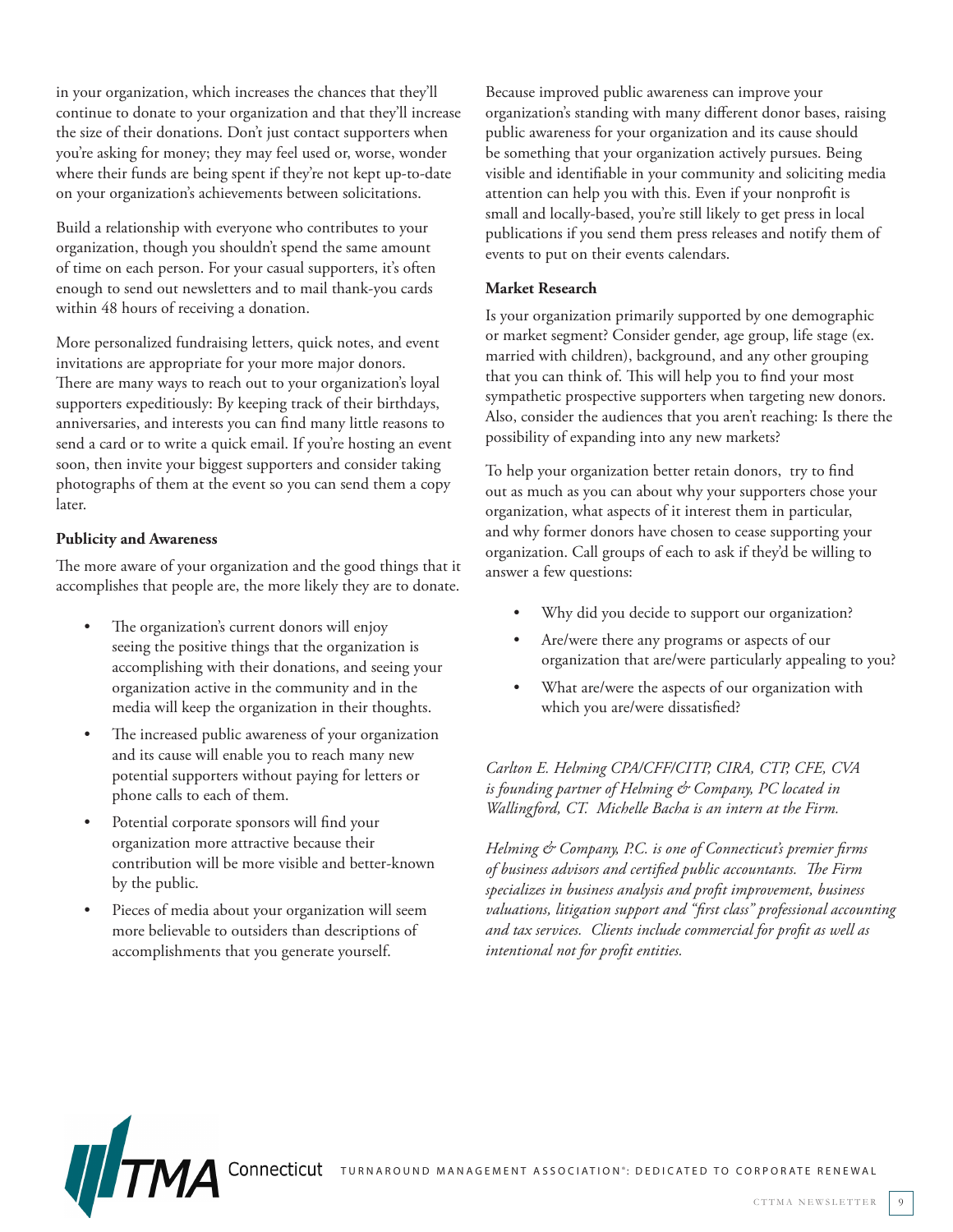in your organization, which increases the chances that they'll continue to donate to your organization and that they'll increase the size of their donations. Don't just contact supporters when you're asking for money; they may feel used or, worse, wonder where their funds are being spent if they're not kept up-to-date on your organization's achievements between solicitations.

Build a relationship with everyone who contributes to your organization, though you shouldn't spend the same amount of time on each person. For your casual supporters, it's often enough to send out newsletters and to mail thank-you cards within 48 hours of receiving a donation.

More personalized fundraising letters, quick notes, and event invitations are appropriate for your more major donors. There are many ways to reach out to your organization's loyal supporters expeditiously: By keeping track of their birthdays, anniversaries, and interests you can find many little reasons to send a card or to write a quick email. If you're hosting an event soon, then invite your biggest supporters and consider taking photographs of them at the event so you can send them a copy later.

**Publicity and Awareness**

The more aware of your organization and the good things that it accomplishes that people are, the more likely they are to donate.

- The organization's current donors will enjoy seeing the positive things that the organization is accomplishing with their donations, and seeing your organization active in the community and in the media will keep the organization in their thoughts.
- The increased public awareness of your organization and its cause will enable you to reach many new potential supporters without paying for letters or phone calls to each of them.
- Potential corporate sponsors will find your organization more attractive because their contribution will be more visible and better-known by the public.
- Pieces of media about your organization will seem more believable to outsiders than descriptions of accomplishments that you generate yourself.

Because improved public awareness can improve your organization's standing with many different donor bases, raising public awareness for your organization and its cause should be something that your organization actively pursues. Being visible and identifiable in your community and soliciting media attention can help you with this. Even if your nonprofit is small and locally-based, you're still likely to get press in local publications if you send them press releases and notify them of events to put on their events calendars.

**Market Research**

Is your organization primarily supported by one demographic or market segment? Consider gender, age group, life stage (ex. married with children), background, and any other grouping that you can think of. This will help you to find your most sympathetic prospective supporters when targeting new donors. Also, consider the audiences that you aren't reaching: Is there the possibility of expanding into any new markets?

To help your organization better retain donors, try to find out as much as you can about why your supporters chose your organization, what aspects of it interest them in particular, and why former donors have chosen to cease supporting your organization. Call groups of each to ask if they'd be willing to answer a few questions:

- Why did you decide to support our organization?
- Are/were there any programs or aspects of our organization that are/were particularly appealing to you?
- What are/were the aspects of our organization with which you are/were dissatisfied?

*Carlton E. Helming CPA/CFF/CITP, CIRA, CTP, CFE, CVA is founding partner of Helming & Company, PC located in Wallingford, CT. Michelle Bacha is an intern at the Firm.*

*Helming & Company, P.C. is one of Connecticut's premier firms of business advisors and certified public accountants. The Firm specializes in business analysis and profit improvement, business valuations, litigation support and "first class" professional accounting and tax services. Clients include commercial for profit as well as intentional not for profit entities.*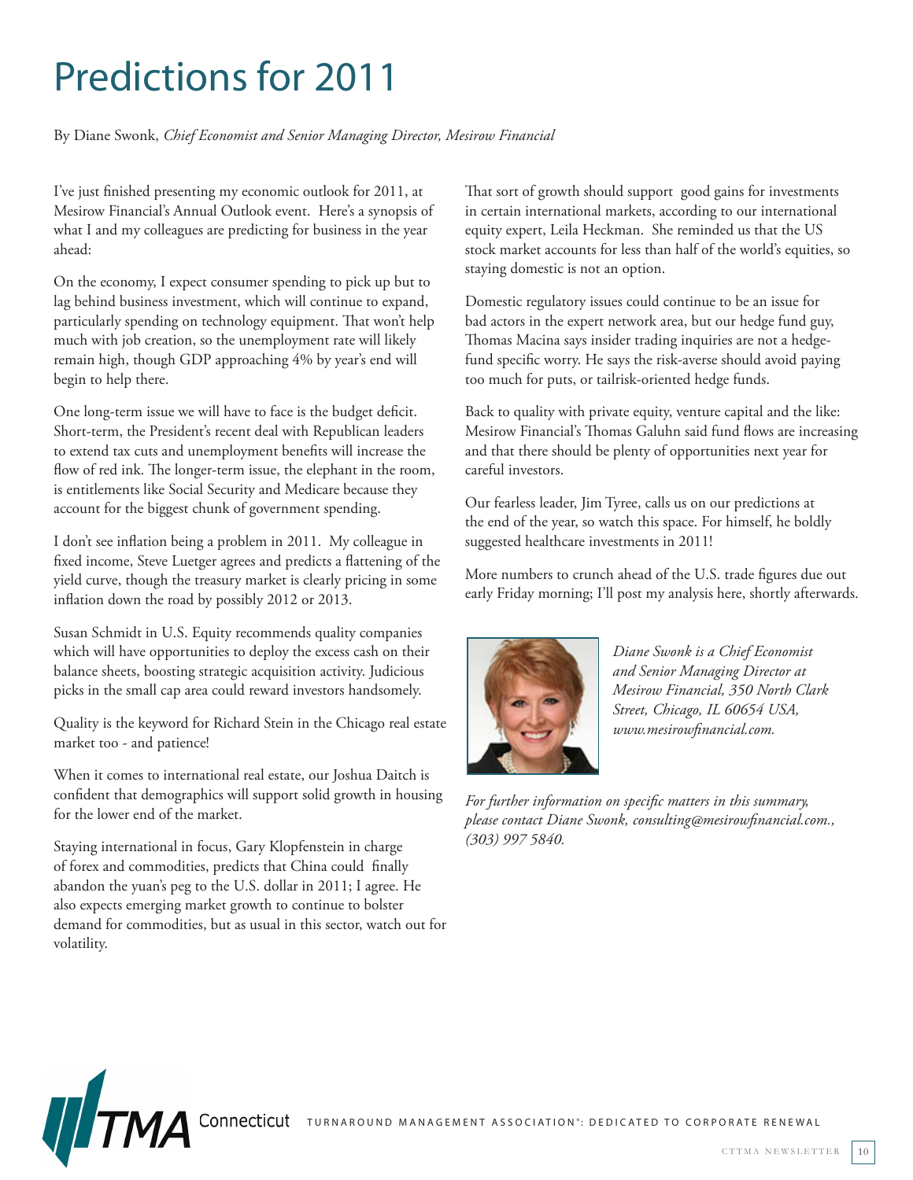# Predictions for 2011

By Diane Swonk, *Chief Economist and Senior Managing Director, Mesirow Financial*

I've just finished presenting my economic outlook for 2011, at Mesirow Financial's Annual Outlook event. Here's a synopsis of what I and my colleagues are predicting for business in the year ahead:

On the economy, I expect consumer spending to pick up but to lag behind business investment, which will continue to expand, particularly spending on technology equipment. That won't help much with job creation, so the unemployment rate will likely remain high, though GDP approaching 4% by year's end will begin to help there.

One long-term issue we will have to face is the budget deficit. Short-term, the President's recent deal with Republican leaders to extend tax cuts and unemployment benefits will increase the flow of red ink. The longer-term issue, the elephant in the room, is entitlements like Social Security and Medicare because they account for the biggest chunk of government spending.

I don't see inflation being a problem in 2011. My colleague in fixed income, Steve Luetger agrees and predicts a flattening of the yield curve, though the treasury market is clearly pricing in some inflation down the road by possibly 2012 or 2013.

Susan Schmidt in U.S. Equity recommends quality companies which will have opportunities to deploy the excess cash on their balance sheets, boosting strategic acquisition activity. Judicious picks in the small cap area could reward investors handsomely.

Quality is the keyword for Richard Stein in the Chicago real estate market too - and patience!

When it comes to international real estate, our Joshua Daitch is confident that demographics will support solid growth in housing for the lower end of the market.

Staying international in focus, Gary Klopfenstein in charge of forex and commodities, predicts that China could finally abandon the yuan's peg to the U.S. dollar in 2011; I agree. He also expects emerging market growth to continue to bolster demand for commodities, but as usual in this sector, watch out for volatility.

That sort of growth should support good gains for investments in certain international markets, according to our international equity expert, Leila Heckman. She reminded us that the US stock market accounts for less than half of the world's equities, so staying domestic is not an option.

Domestic regulatory issues could continue to be an issue for bad actors in the expert network area, but our hedge fund guy, Thomas Macina says insider trading inquiries are not a hedge-fund specific worry. He says the risk-averse should avoid paying too much for puts, or tailrisk-oriented hedge funds.

Back to quality with private equity, venture capital and the like: Mesirow Financial's Thomas Galuhn said fund flows are increasing and that there should be plenty of opportunities next year for careful investors.

Our fearless leader, Jim Tyree, calls us on our predictions at the end of the year, so watch this space. For himself, he boldly suggested healthcare investments in 2011!

More numbers to crunch ahead of the U.S. trade figures due out early Friday morning; I'll post my analysis here, shortly afterwards.

*Diane Swonk is a Chief Economist and Senior Managing Director at Mesirow Financial, 350 North Clark Street, Chicago, IL 60654 USA, www.mesirowfinancial.com.*

*For further information on specific matters in this summary, please contact Diane Swonk, consulting@mesirowfinancial.com., (303) 997 5840.*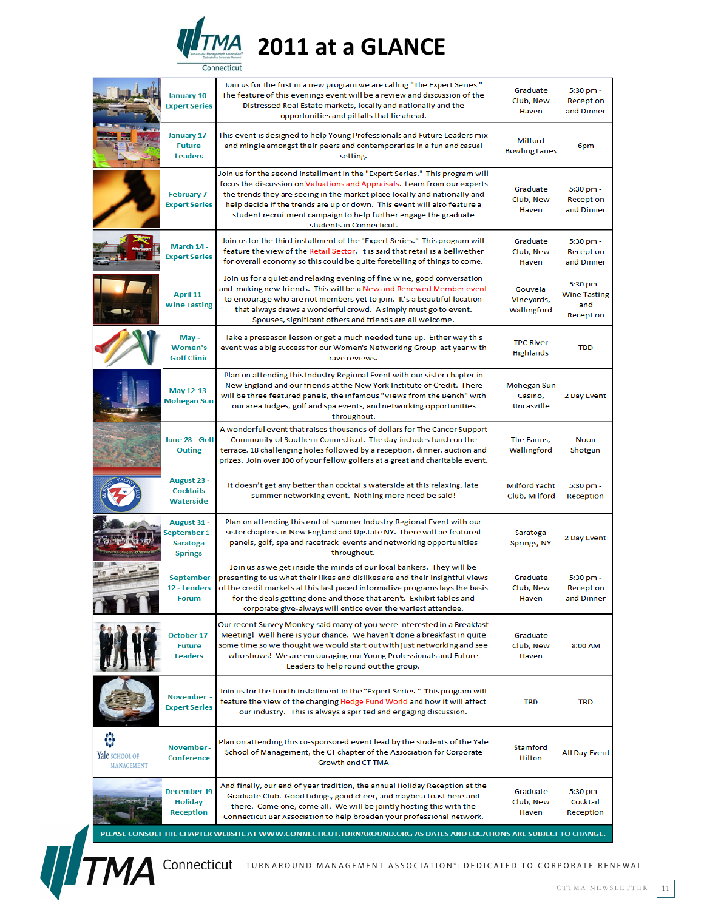# 2011 at a GLANCE

| Date / Event | Description | Location | Time |
|---|---|---|---|
| January 10 - Expert Series | Join us for the first in a new program we are calling "The Expert Series." The feature of this evenings event will be a review and discussion of the Distressed Real Estate markets, locally and nationally and the opportunities and pitfalls that lie ahead. | Graduate Club, New Haven | 5:30 pm - Reception and Dinner |
| January 17 - Future Leaders | This event is designed to help Young Professionals and Future Leaders mix and mingle amongst their peers and contemporaries in a fun and casual setting. | Milford Bowling Lanes | 6pm |
| February 7 - Expert Series | Join us for the second installment in the "Expert Series." This program will focus the discussion on Valuations and Appraisals. Learn from our experts the trends they are seeing in the market place locally and nationally and help decide if the trends are up or down. This event will also feature a student recruitment campaign to help further engage the graduate students in Connecticut. | Graduate Club, New Haven | 5:30 pm - Reception and Dinner |
| March 14 - Expert Series | Join us for the third installment of the "Expert Series." This program will feature the view of the Retail Sector. It is said that retail is a bellwether for overall economy so this could be quite foretelling of things to come. | Graduate Club, New Haven | 5:30 pm - Reception and Dinner |
| April 11 - Wine Tasting | Join us for a quiet and relaxing evening of fine wine, good conversation and making new friends. This will be a New and Renewed Member event to encourage who are not members yet to join. It's a beautiful location that always draws a wonderful crowd. A simply must go to event. Spouses, significant others and friends are all welcome. | Gouveia Vineyards, Wallingford | 5:30 pm - Wine Tasting and Reception |
| May - Women's Golf Clinic | Take a preseason lesson or get a much needed tune up. Either way this event was a big success for our Women's Networking Group last year with rave reviews. | TPC River Highlands | TBD |
| May 12-13 - Mohegan Sun | Plan on attending this Industry Regional Event with our sister chapter in New England and our friends at the New York Institute of Credit. There will be three featured panels, the infamous "Views from the Bench" with our area Judges, golf and spa events, and networking opportunities throughout. | Mohegan Sun Casino, Uncasville | 2 Day Event |
| June 28 - Golf Outing | A wonderful event that raises thousands of dollars for The Cancer Support Community of Southern Connecticut. The day includes lunch on the terrace, 18 challenging holes followed by a reception, dinner, auction and prizes. Join over 100 of your fellow golfers at a great and charitable event. | The Farms, Wallingford | Noon Shotgun |
| August 23 - Cocktails Waterside | It doesn't get any better than cocktails waterside at this relaxing, late summer networking event. Nothing more need be said! | Milford Yacht Club, Milford | 5:30 pm - Reception |
| August 31 - September 1 - Saratoga Springs | Plan on attending this end of summer Industry Regional Event with our sister chapters in New England and Upstate NY. There will be featured panels, golf, spa and racetrack events and networking opportunities throughout. | Saratoga Springs, NY | 2 Day Event |
| September 12 - Lenders Forum | Join us as we get inside the minds of our local bankers. They will be presenting to us what their likes and dislikes are and their insightful views of the credit markets at this fast paced informative programs lays the basis for the deals getting done and those that aren't. Exhibit tables and corporate give-always will entice even the wariest attendee. | Graduate Club, New Haven | 5:30 pm - Reception and Dinner |
| October 17 - Future Leaders | Our recent Survey Monkey said many of you were interested in a Breakfast Meeting! Well here is your chance. We haven't done a breakfast in quite some time so we thought we would start out with just networking and see who shows! We are encouraging our Young Professionals and Future Leaders to help round out the group. | Graduate Club, New Haven | 8:00 AM |
| November - Expert Series | Join us for the fourth installment in the "Expert Series." This program will feature the view of the changing Hedge Fund World and how it will affect our industry. This is always a spirited and engaging discussion. | TBD | TBD |
| November - Conference | Plan on attending this co-sponsored event lead by the students of the Yale School of Management, the CT chapter of the Association for Corporate Growth and CT TMA | Stamford Hilton | All Day Event |
| December 19 - Holiday Reception | And finally, our end of year tradition, the annual Holiday Reception at the Graduate Club. Good tidings, good cheer, and maybe a toast here and there. Come one, come all. We will be jointly hosting this with the Connecticut Bar Association to help broaden your professional network. | Graduate Club, New Haven | 5:30 pm - Cocktail Reception |

PLEASE CONSULT THE CHAPTER WEBSITE AT WWW.CONNECTICUT.TURNAROUND.ORG AS DATES AND LOCATIONS ARE SUBJECT TO CHANGE.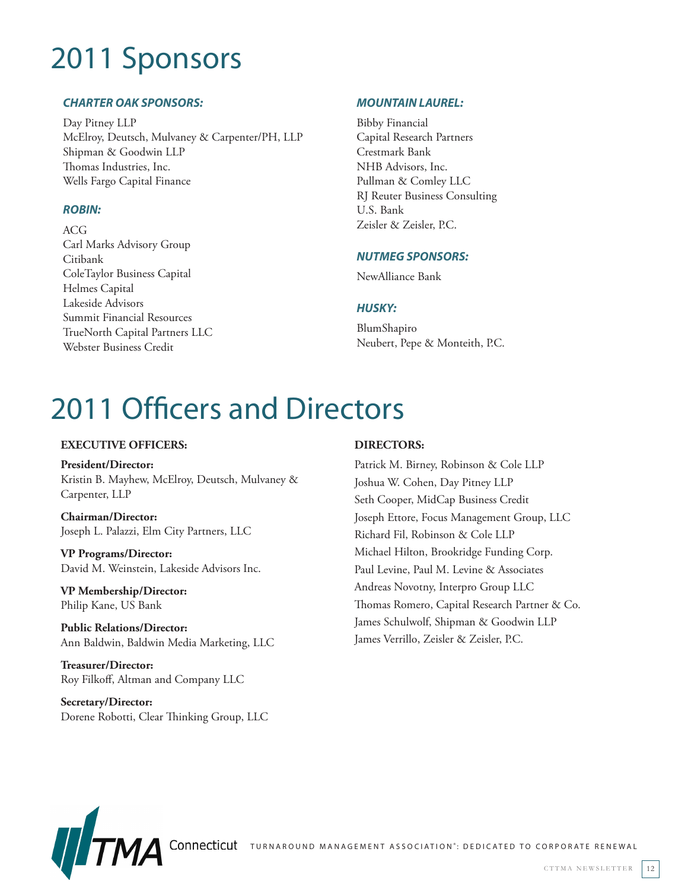# 2011 Sponsors

### *CHARTER OAK SPONSORS:*

Day Pitney LLP
McElroy, Deutsch, Mulvaney & Carpenter/PH, LLP
Shipman & Goodwin LLP
Thomas Industries, Inc.
Wells Fargo Capital Finance

### *ROBIN:*

ACG
Carl Marks Advisory Group
Citibank
ColeTaylor Business Capital
Helmes Capital
Lakeside Advisors
Summit Financial Resources
TrueNorth Capital Partners LLC
Webster Business Credit

### *MOUNTAIN LAUREL:*

Bibby Financial
Capital Research Partners
Crestmark Bank
NHB Advisors, Inc.
Pullman & Comley LLC
RJ Reuter Business Consulting
U.S. Bank
Zeisler & Zeisler, P.C.

### *NUTMEG SPONSORS:*

NewAlliance Bank

### *HUSKY:*

BlumShapiro
Neubert, Pepe & Monteith, P.C.

# 2011 Officers and Directors

### EXECUTIVE OFFICERS:

**President/Director:**
Kristin B. Mayhew, McElroy, Deutsch, Mulvaney & Carpenter, LLP

**Chairman/Director:**
Joseph L. Palazzi, Elm City Partners, LLC

**VP Programs/Director:**
David M. Weinstein, Lakeside Advisors Inc.

**VP Membership/Director:**
Philip Kane, US Bank

**Public Relations/Director:**
Ann Baldwin, Baldwin Media Marketing, LLC

**Treasurer/Director:**
Roy Filkoff, Altman and Company LLC

**Secretary/Director:**
Dorene Robotti, Clear Thinking Group, LLC

### DIRECTORS:

Patrick M. Birney, Robinson & Cole LLP
Joshua W. Cohen, Day Pitney LLP
Seth Cooper, MidCap Business Credit
Joseph Ettore, Focus Management Group, LLC
Richard Fil, Robinson & Cole LLP
Michael Hilton, Brookridge Funding Corp.
Paul Levine, Paul M. Levine & Associates
Andreas Novotny, Interpro Group LLC
Thomas Romero, Capital Research Partner & Co.
James Schulwolf, Shipman & Goodwin LLP
James Verrillo, Zeisler & Zeisler, P.C.

TMA Connecticut — TURNAROUND MANAGEMENT ASSOCIATION®: DEDICATED TO CORPORATE RENEWAL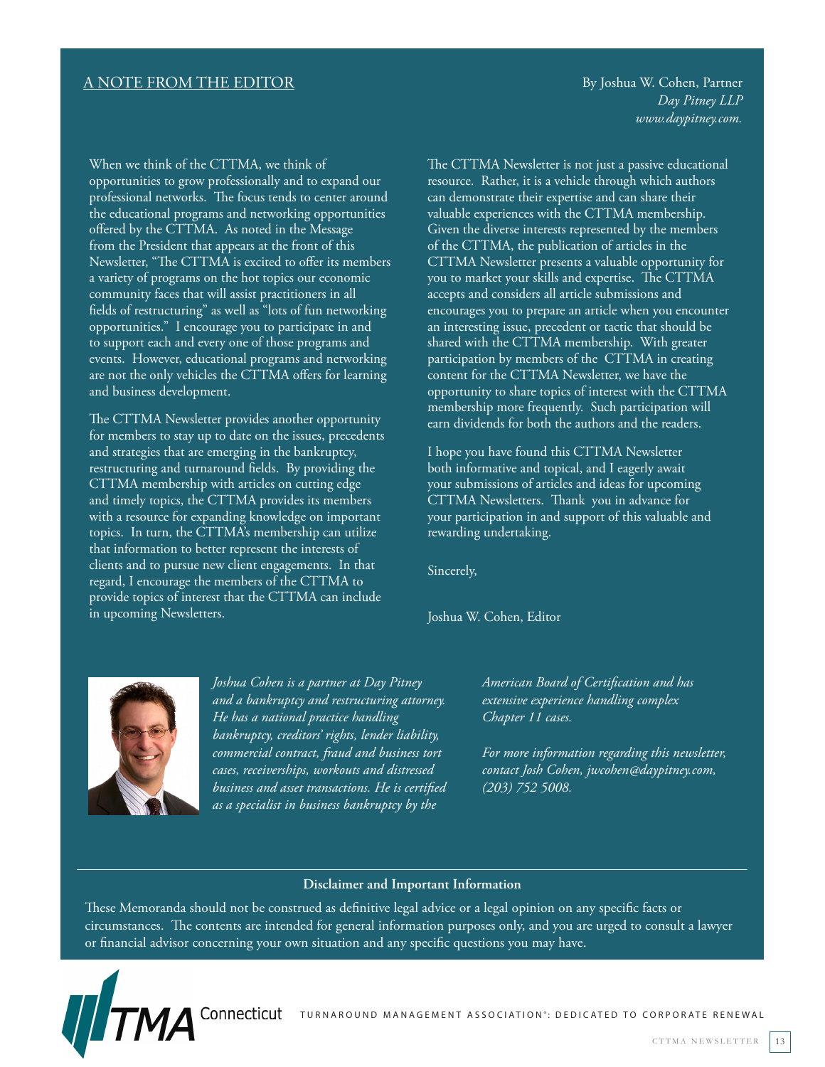## A NOTE FROM THE EDITOR

By Joshua W. Cohen, Partner
*Day Pitney LLP*
*www.daypitney.com.*

When we think of the CTTMA, we think of opportunities to grow professionally and to expand our professional networks. The focus tends to center around the educational programs and networking opportunities offered by the CTTMA. As noted in the Message from the President that appears at the front of this Newsletter, "The CTTMA is excited to offer its members a variety of programs on the hot topics our economic community faces that will assist practitioners in all fields of restructuring" as well as "lots of fun networking opportunities." I encourage you to participate in and to support each and every one of those programs and events. However, educational programs and networking are not the only vehicles the CTTMA offers for learning and business development.

The CTTMA Newsletter provides another opportunity for members to stay up to date on the issues, precedents and strategies that are emerging in the bankruptcy, restructuring and turnaround fields. By providing the CTTMA membership with articles on cutting edge and timely topics, the CTTMA provides its members with a resource for expanding knowledge on important topics. In turn, the CTTMA's membership can utilize that information to better represent the interests of clients and to pursue new client engagements. In that regard, I encourage the members of the CTTMA to provide topics of interest that the CTTMA can include in upcoming Newsletters.

The CTTMA Newsletter is not just a passive educational resource. Rather, it is a vehicle through which authors can demonstrate their expertise and can share their valuable experiences with the CTTMA membership. Given the diverse interests represented by the members of the CTTMA, the publication of articles in the CTTMA Newsletter presents a valuable opportunity for you to market your skills and expertise. The CTTMA accepts and considers all article submissions and encourages you to prepare an article when you encounter an interesting issue, precedent or tactic that should be shared with the CTTMA membership. With greater participation by members of the CTTMA in creating content for the CTTMA Newsletter, we have the opportunity to share topics of interest with the CTTMA membership more frequently. Such participation will earn dividends for both the authors and the readers.

I hope you have found this CTTMA Newsletter both informative and topical, and I eagerly await your submissions of articles and ideas for upcoming CTTMA Newsletters. Thank you in advance for your participation in and support of this valuable and rewarding undertaking.

Sincerely,

Joshua W. Cohen, Editor

*Joshua Cohen is a partner at Day Pitney and a bankruptcy and restructuring attorney. He has a national practice handling bankruptcy, creditors' rights, lender liability, commercial contract, fraud and business tort cases, receiverships, workouts and distressed business and asset transactions. He is certified as a specialist in business bankruptcy by the American Board of Certification and has extensive experience handling complex Chapter 11 cases.*

*For more information regarding this newsletter, contact Josh Cohen, jwcohen@daypitney.com, (203) 752 5008.*

---

**Disclaimer and Important Information**

These Memoranda should not be construed as definitive legal advice or a legal opinion on any specific facts or circumstances. The contents are intended for general information purposes only, and you are urged to consult a lawyer or financial advisor concerning your own situation and any specific questions you may have.

TMA Connecticut TURNAROUND MANAGEMENT ASSOCIATION®: DEDICATED TO CORPORATE RENEWAL